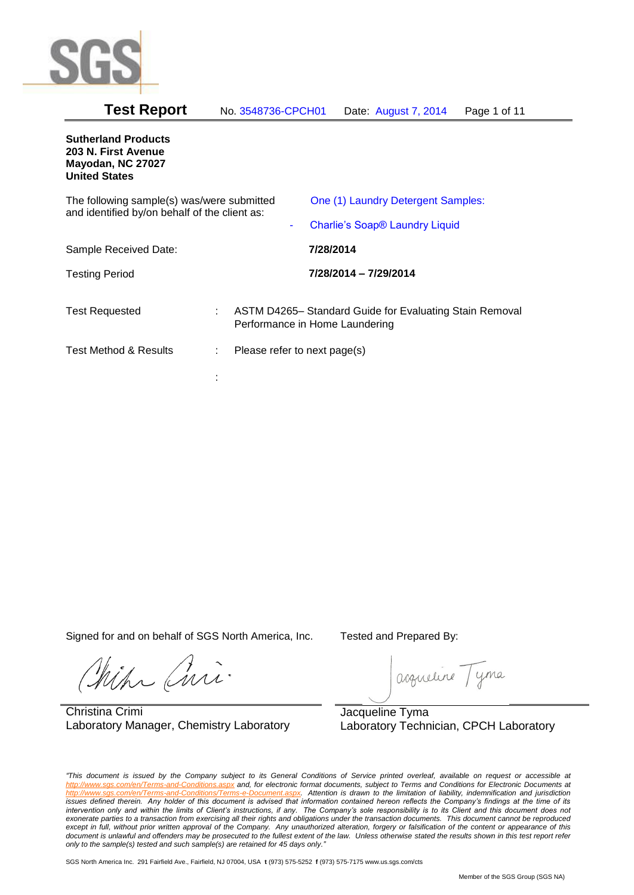# Test Report

No. 3548736-CPCH01 Date: August 7, 2014

**Sutherland Products**
**203 N. First Avenue**
**Mayodan, NC 27027**
**United States**

| | |
|---|---|
| The following sample(s) was/were submitted and identified by/on behalf of the client as: | One (1) Laundry Detergent Samples:<br>- Charlie's Soap® Laundry Liquid |
| Sample Received Date: | **7/28/2014** |
| Testing Period | **7/28/2014 – 7/29/2014** |

| | | |
|---|---|---|
| Test Requested | : | ASTM D4265– Standard Guide for Evaluating Stain Removal Performance in Home Laundering |
| Test Method & Results | : | Please refer to next page(s) |
| | : | |

| Signed for and on behalf of SGS North America, Inc. | Tested and Prepared By: |
|---|---|
| Christina Crimi<br>Laboratory Manager, Chemistry Laboratory | Jacqueline Tyma<br>Laboratory Technician, CPCH Laboratory |

*"This document is issued by the Company subject to its General Conditions of Service printed overleaf, available on request or accessible at http://www.sgs.com/en/Terms-and-Conditions.aspx and, for electronic format documents, subject to Terms and Conditions for Electronic Documents at http://www.sgs.com/en/Terms-and-Conditions/Terms-e-Document.aspx. Attention is drawn to the limitation of liability, indemnification and jurisdiction issues defined therein. Any holder of this document is advised that information contained hereon reflects the Company's findings at the time of its intervention only and within the limits of Client's instructions, if any. The Company's sole responsibility is to its Client and this document does not exonerate parties to a transaction from exercising all their rights and obligations under the transaction documents. This document cannot be reproduced except in full, without prior written approval of the Company. Any unauthorized alteration, forgery or falsification of the content or appearance of this document is unlawful and offenders may be prosecuted to the fullest extent of the law. Unless otherwise stated the results shown in this test report refer only to the sample(s) tested and such sample(s) are retained for 45 days only."*

SGS North America Inc. 291 Fairfield Ave., Fairfield, NJ 07004, USA **t** (973) 575-5252 **f** (973) 575-7175 www.us.sgs.com/cts

Member of the SGS Group (SGS NA)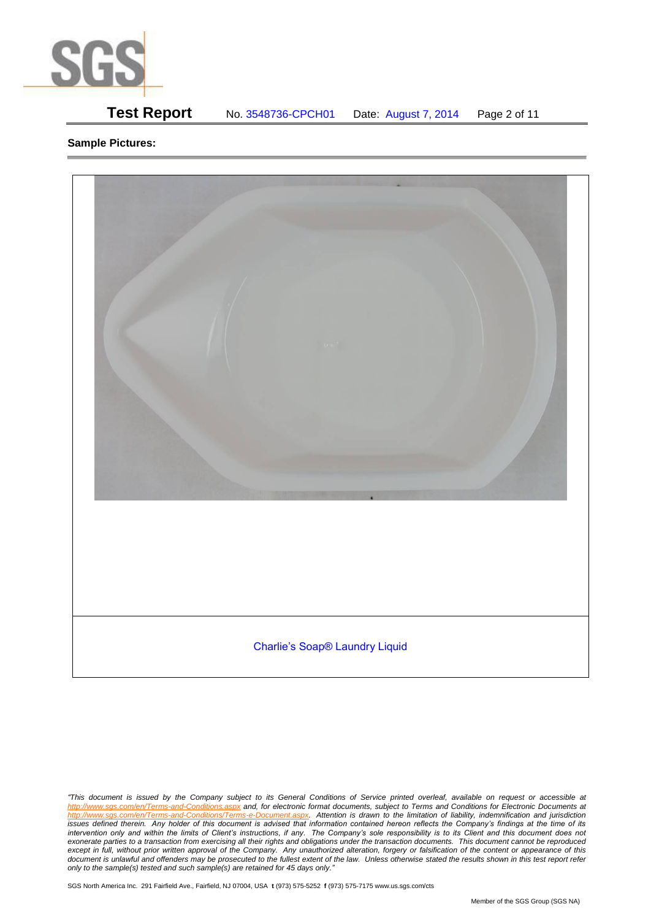**Sample Pictures:**

Charlie's Soap® Laundry Liquid

*"This document is issued by the Company subject to its General Conditions of Service printed overleaf, available on request or accessible at http://www.sgs.com/en/Terms-and-Conditions.aspx and, for electronic format documents, subject to Terms and Conditions for Electronic Documents at http://www.sgs.com/en/Terms-and-Conditions/Terms-e-Document.aspx. Attention is drawn to the limitation of liability, indemnification and jurisdiction issues defined therein. Any holder of this document is advised that information contained hereon reflects the Company's findings at the time of its intervention only and within the limits of Client's instructions, if any. The Company's sole responsibility is to its Client and this document does not exonerate parties to a transaction from exercising all their rights and obligations under the transaction documents. This document cannot be reproduced except in full, without prior written approval of the Company. Any unauthorized alteration, forgery or falsification of the content or appearance of this document is unlawful and offenders may be prosecuted to the fullest extent of the law. Unless otherwise stated the results shown in this test report refer only to the sample(s) tested and such sample(s) are retained for 45 days only."*

SGS North America Inc. 291 Fairfield Ave., Fairfield, NJ 07004, USA **t** (973) 575-5252 **f** (973) 575-7175 www.us.sgs.com/cts

Member of the SGS Group (SGS NA)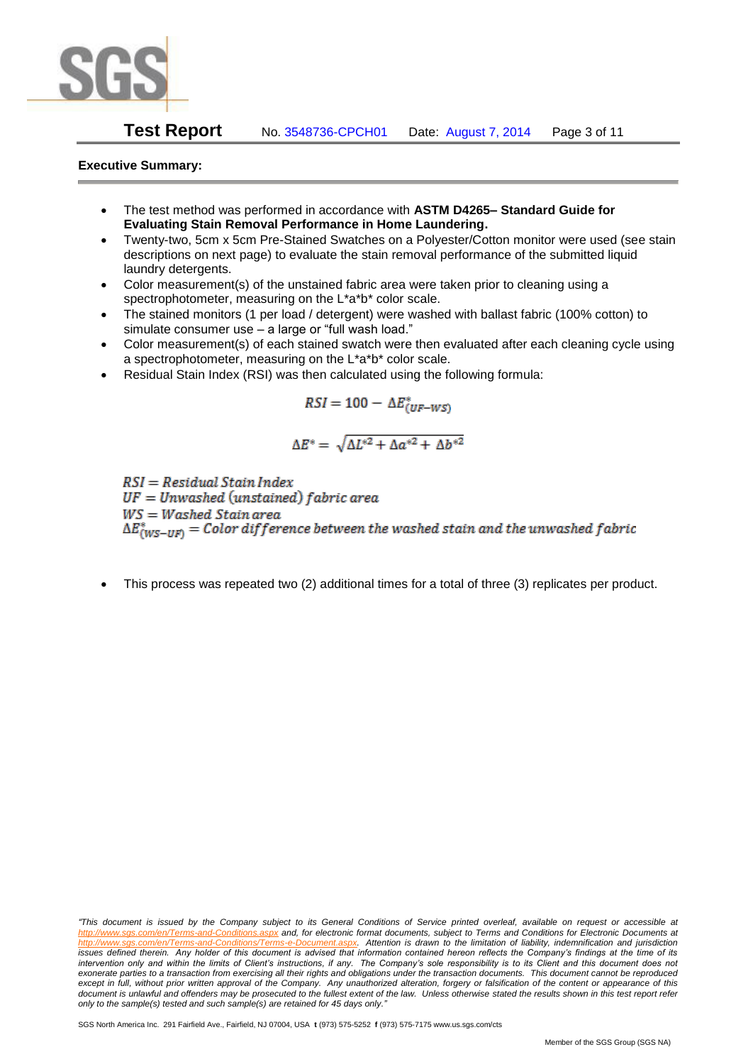**Executive Summary:**

- The test method was performed in accordance with **ASTM D4265– Standard Guide for Evaluating Stain Removal Performance in Home Laundering.**
- Twenty-two, 5cm x 5cm Pre-Stained Swatches on a Polyester/Cotton monitor were used (see stain descriptions on next page) to evaluate the stain removal performance of the submitted liquid laundry detergents.
- Color measurement(s) of the unstained fabric area were taken prior to cleaning using a spectrophotometer, measuring on the L\*a\*b\* color scale.
- The stained monitors (1 per load / detergent) were washed with ballast fabric (100% cotton) to simulate consumer use – a large or "full wash load."
- Color measurement(s) of each stained swatch were then evaluated after each cleaning cycle using a spectrophotometer, measuring on the L\*a\*b\* color scale.
- Residual Stain Index (RSI) was then calculated using the following formula:

$$RSI = 100 - \Delta E^*_{(UF-WS)}$$

$$\Delta E^* = \sqrt{\Delta L^{*2} + \Delta a^{*2} + \Delta b^{*2}}$$

$RSI = Residual\ Stain\ Index$

$UF = Unwashed\ (unstained)\ fabric\ area$

$WS = Washed\ Stain\ area$

$\Delta E^*_{(WS-UF)} = Color\ difference\ between\ the\ washed\ stain\ and\ the\ unwashed\ fabric$

- This process was repeated two (2) additional times for a total of three (3) replicates per product.

*"This document is issued by the Company subject to its General Conditions of Service printed overleaf, available on request or accessible at http://www.sgs.com/en/Terms-and-Conditions.aspx and, for electronic format documents, subject to Terms and Conditions for Electronic Documents at http://www.sgs.com/en/Terms-and-Conditions/Terms-e-Document.aspx. Attention is drawn to the limitation of liability, indemnification and jurisdiction issues defined therein. Any holder of this document is advised that information contained hereon reflects the Company's findings at the time of its intervention only and within the limits of Client's instructions, if any. The Company's sole responsibility is to its Client and this document does not exonerate parties to a transaction from exercising all their rights and obligations under the transaction documents. This document cannot be reproduced except in full, without prior written approval of the Company. Any unauthorized alteration, forgery or falsification of the content or appearance of this document is unlawful and offenders may be prosecuted to the fullest extent of the law. Unless otherwise stated the results shown in this test report refer only to the sample(s) tested and such sample(s) are retained for 45 days only."*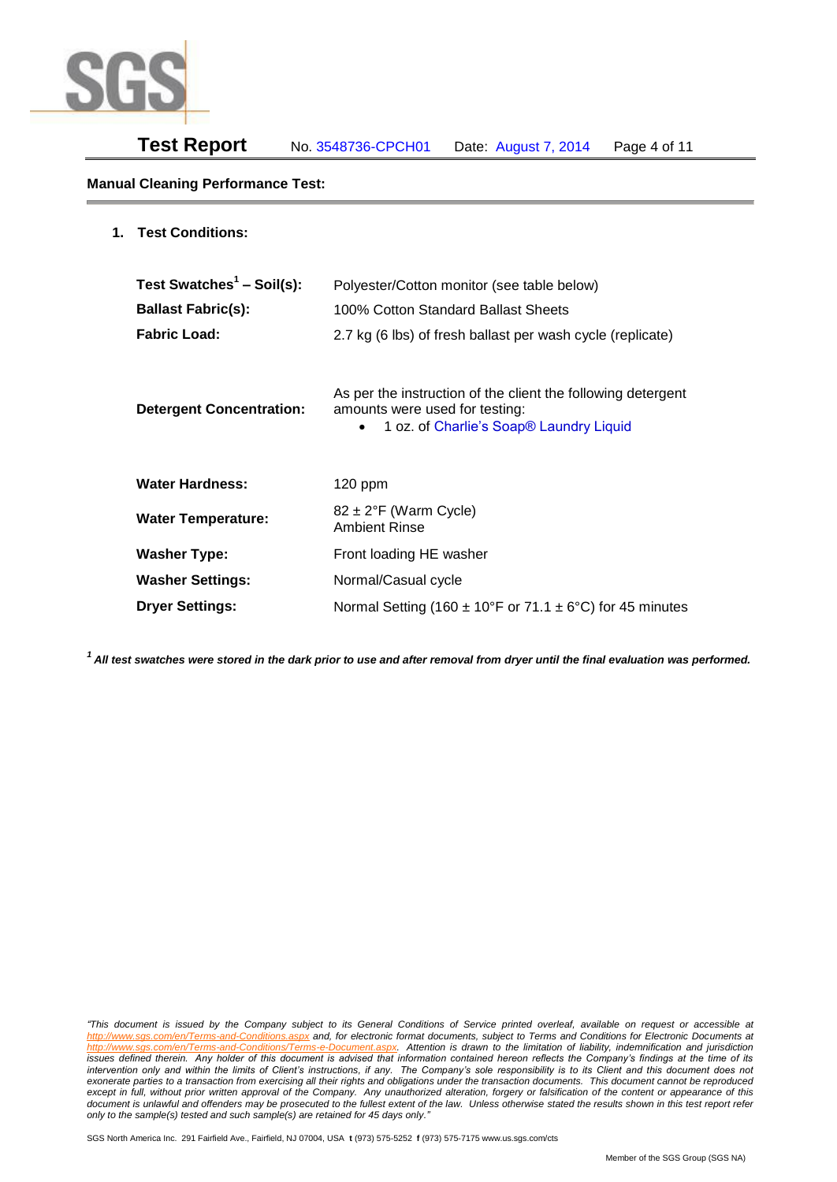## Manual Cleaning Performance Test:

1. **Test Conditions:**

| | |
|---|---|
| **Test Swatches[1] – Soil(s):** | Polyester/Cotton monitor (see table below) |
| **Ballast Fabric(s):** | 100% Cotton Standard Ballast Sheets |
| **Fabric Load:** | 2.7 kg (6 lbs) of fresh ballast per wash cycle (replicate) |
| **Detergent Concentration:** | As per the instruction of the client the following detergent amounts were used for testing: • 1 oz. of Charlie's Soap® Laundry Liquid |
| **Water Hardness:** | 120 ppm |
| **Water Temperature:** | 82 ± 2°F (Warm Cycle) Ambient Rinse |
| **Washer Type:** | Front loading HE washer |
| **Washer Settings:** | Normal/Casual cycle |
| **Dryer Settings:** | Normal Setting (160 ± 10°F or 71.1 ± 6°C) for 45 minutes |

[1] ***All test swatches were stored in the dark prior to use and after removal from dryer until the final evaluation was performed.***

*"This document is issued by the Company subject to its General Conditions of Service printed overleaf, available on request or accessible at http://www.sgs.com/en/Terms-and-Conditions.aspx and, for electronic format documents, subject to Terms and Conditions for Electronic Documents at http://www.sgs.com/en/Terms-and-Conditions/Terms-e-Document.aspx. Attention is drawn to the limitation of liability, indemnification and jurisdiction issues defined therein. Any holder of this document is advised that information contained hereon reflects the Company's findings at the time of its intervention only and within the limits of Client's instructions, if any. The Company's sole responsibility is to its Client and this document does not exonerate parties to a transaction from exercising all their rights and obligations under the transaction documents. This document cannot be reproduced except in full, without prior written approval of the Company. Any unauthorized alteration, forgery or falsification of the content or appearance of this document is unlawful and offenders may be prosecuted to the fullest extent of the law. Unless otherwise stated the results shown in this test report refer only to the sample(s) tested and such sample(s) are retained for 45 days only."*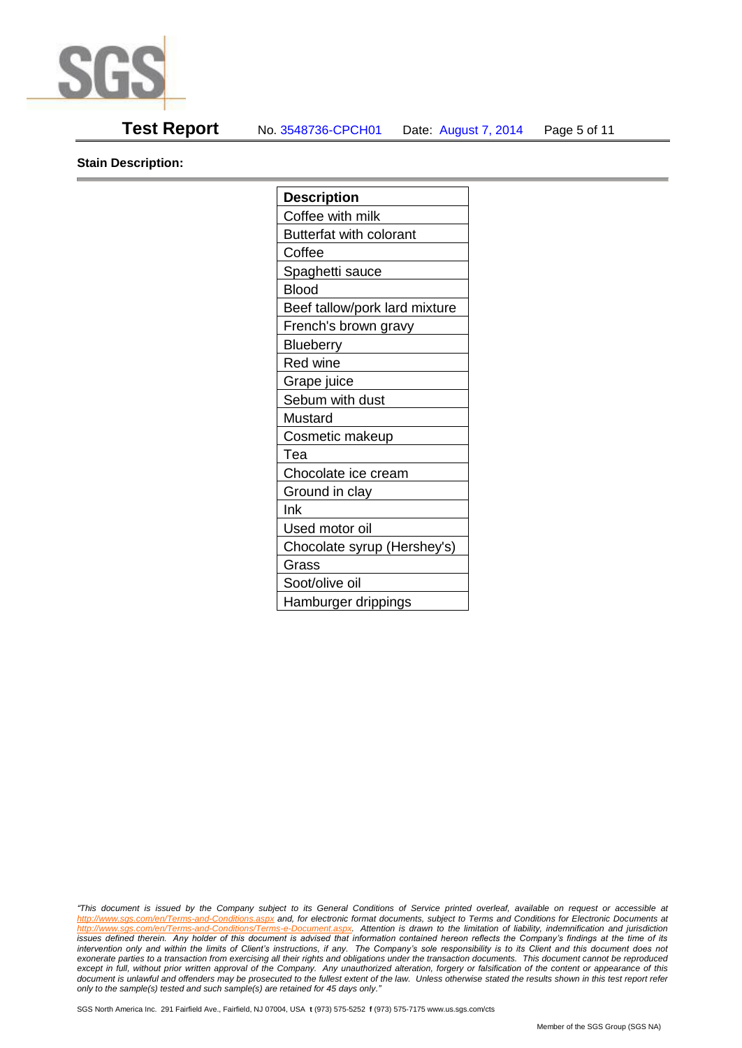**Stain Description:**

| Description |
|---|
| Coffee with milk |
| Butterfat with colorant |
| Coffee |
| Spaghetti sauce |
| Blood |
| Beef tallow/pork lard mixture |
| French's brown gravy |
| Blueberry |
| Red wine |
| Grape juice |
| Sebum with dust |
| Mustard |
| Cosmetic makeup |
| Tea |
| Chocolate ice cream |
| Ground in clay |
| Ink |
| Used motor oil |
| Chocolate syrup (Hershey's) |
| Grass |
| Soot/olive oil |
| Hamburger drippings |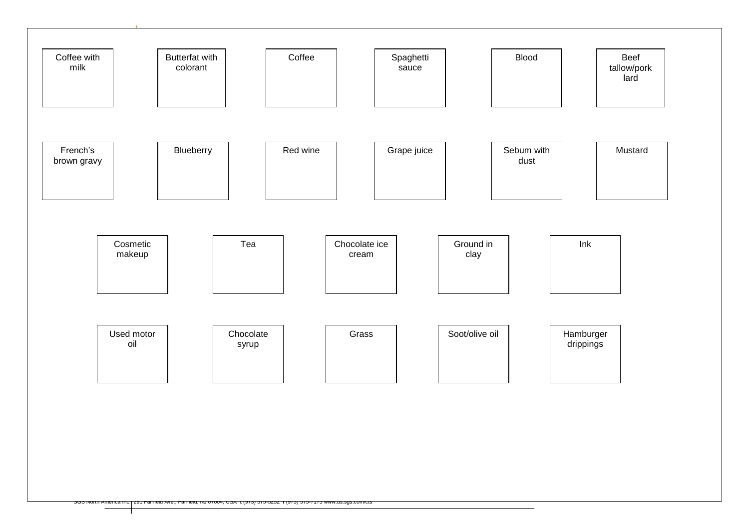| Coffee with milk | Butterfat with colorant | Coffee | Spaghetti sauce | Blood | Beef tallow/pork lard |
|---|---|---|---|---|---|
| French's brown gravy | Blueberry | Red wine | Grape juice | Sebum with dust | Mustard |

| Cosmetic makeup | Tea | Chocolate ice cream | Ground in clay | Ink |
|---|---|---|---|---|
| Used motor oil | Chocolate syrup | Grass | Soot/olive oil | Hamburger drippings |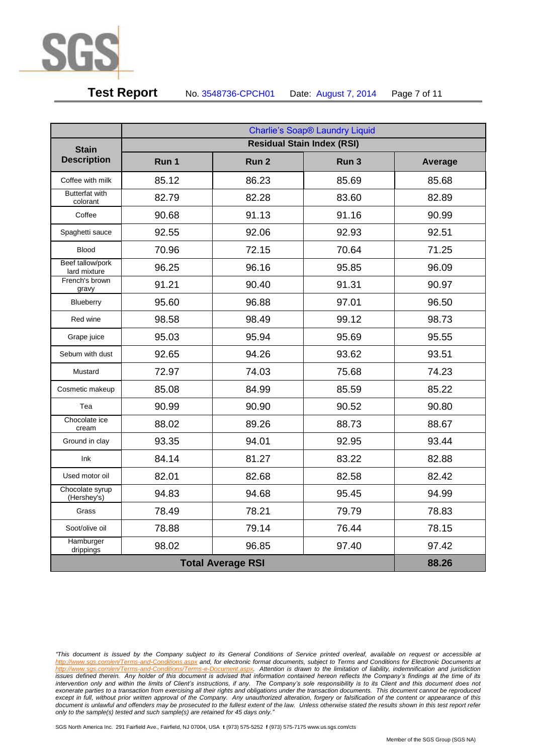| Stain Description | Charlie's Soap® Laundry Liquid | | | |
|---|---|---|---|---|
| | Residual Stain Index (RSI) | | | |
| | Run 1 | Run 2 | Run 3 | Average |
| Coffee with milk | 85.12 | 86.23 | 85.69 | 85.68 |
| Butterfat with colorant | 82.79 | 82.28 | 83.60 | 82.89 |
| Coffee | 90.68 | 91.13 | 91.16 | 90.99 |
| Spaghetti sauce | 92.55 | 92.06 | 92.93 | 92.51 |
| Blood | 70.96 | 72.15 | 70.64 | 71.25 |
| Beef tallow/pork lard mixture | 96.25 | 96.16 | 95.85 | 96.09 |
| French's brown gravy | 91.21 | 90.40 | 91.31 | 90.97 |
| Blueberry | 95.60 | 96.88 | 97.01 | 96.50 |
| Red wine | 98.58 | 98.49 | 99.12 | 98.73 |
| Grape juice | 95.03 | 95.94 | 95.69 | 95.55 |
| Sebum with dust | 92.65 | 94.26 | 93.62 | 93.51 |
| Mustard | 72.97 | 74.03 | 75.68 | 74.23 |
| Cosmetic makeup | 85.08 | 84.99 | 85.59 | 85.22 |
| Tea | 90.99 | 90.90 | 90.52 | 90.80 |
| Chocolate ice cream | 88.02 | 89.26 | 88.73 | 88.67 |
| Ground in clay | 93.35 | 94.01 | 92.95 | 93.44 |
| Ink | 84.14 | 81.27 | 83.22 | 82.88 |
| Used motor oil | 82.01 | 82.68 | 82.58 | 82.42 |
| Chocolate syrup (Hershey's) | 94.83 | 94.68 | 95.45 | 94.99 |
| Grass | 78.49 | 78.21 | 79.79 | 78.83 |
| Soot/olive oil | 78.88 | 79.14 | 76.44 | 78.15 |
| Hamburger drippings | 98.02 | 96.85 | 97.40 | 97.42 |
| **Total Average RSI** | | | | **88.26** |

*"This document is issued by the Company subject to its General Conditions of Service printed overleaf, available on request or accessible at http://www.sgs.com/en/Terms-and-Conditions.aspx and, for electronic format documents, subject to Terms and Conditions for Electronic Documents at http://www.sgs.com/en/Terms-and-Conditions/Terms-e-Document.aspx. Attention is drawn to the limitation of liability, indemnification and jurisdiction issues defined therein. Any holder of this document is advised that information contained hereon reflects the Company's findings at the time of its intervention only and within the limits of Client's instructions, if any. The Company's sole responsibility is to its Client and this document does not exonerate parties to a transaction from exercising all their rights and obligations under the transaction documents. This document cannot be reproduced except in full, without prior written approval of the Company. Any unauthorized alteration, forgery or falsification of the content or appearance of this document is unlawful and offenders may be prosecuted to the fullest extent of the law. Unless otherwise stated the results shown in this test report refer only to the sample(s) tested and such sample(s) are retained for 45 days only."*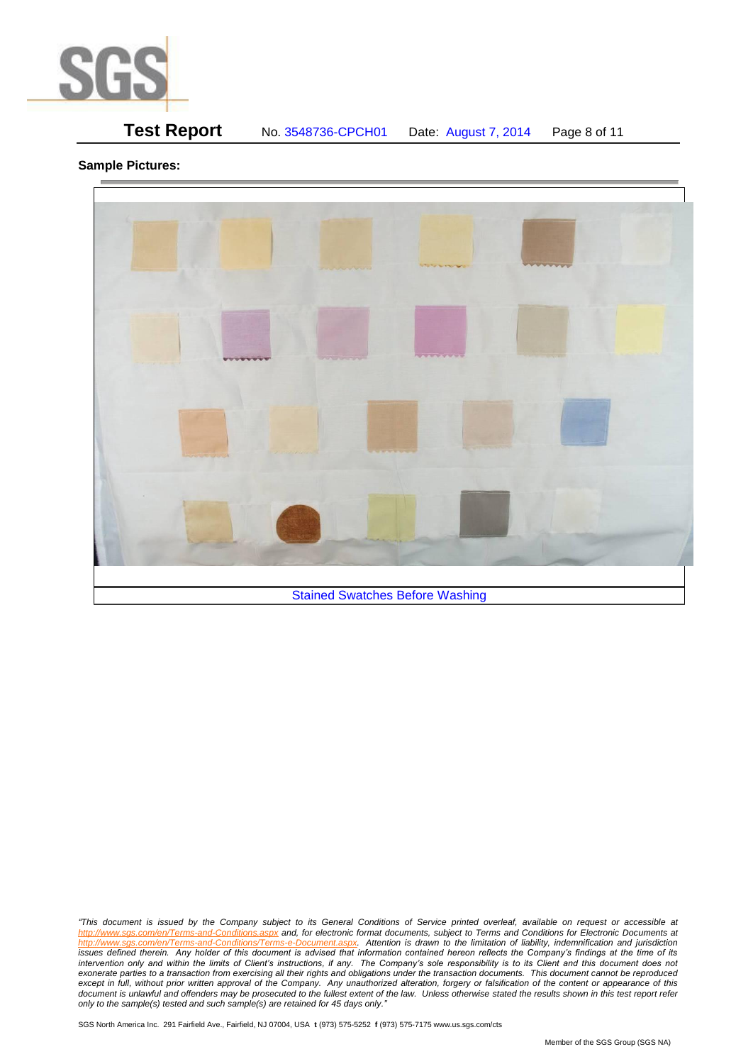**Sample Pictures:**

Stained Swatches Before Washing

*"This document is issued by the Company subject to its General Conditions of Service printed overleaf, available on request or accessible at http://www.sgs.com/en/Terms-and-Conditions.aspx and, for electronic format documents, subject to Terms and Conditions for Electronic Documents at http://www.sgs.com/en/Terms-and-Conditions/Terms-e-Document.aspx. Attention is drawn to the limitation of liability, indemnification and jurisdiction issues defined therein. Any holder of this document is advised that information contained hereon reflects the Company's findings at the time of its intervention only and within the limits of Client's instructions, if any. The Company's sole responsibility is to its Client and this document does not exonerate parties to a transaction from exercising all their rights and obligations under the transaction documents. This document cannot be reproduced except in full, without prior written approval of the Company. Any unauthorized alteration, forgery or falsification of the content or appearance of this document is unlawful and offenders may be prosecuted to the fullest extent of the law. Unless otherwise stated the results shown in this test report refer only to the sample(s) tested and such sample(s) are retained for 45 days only."*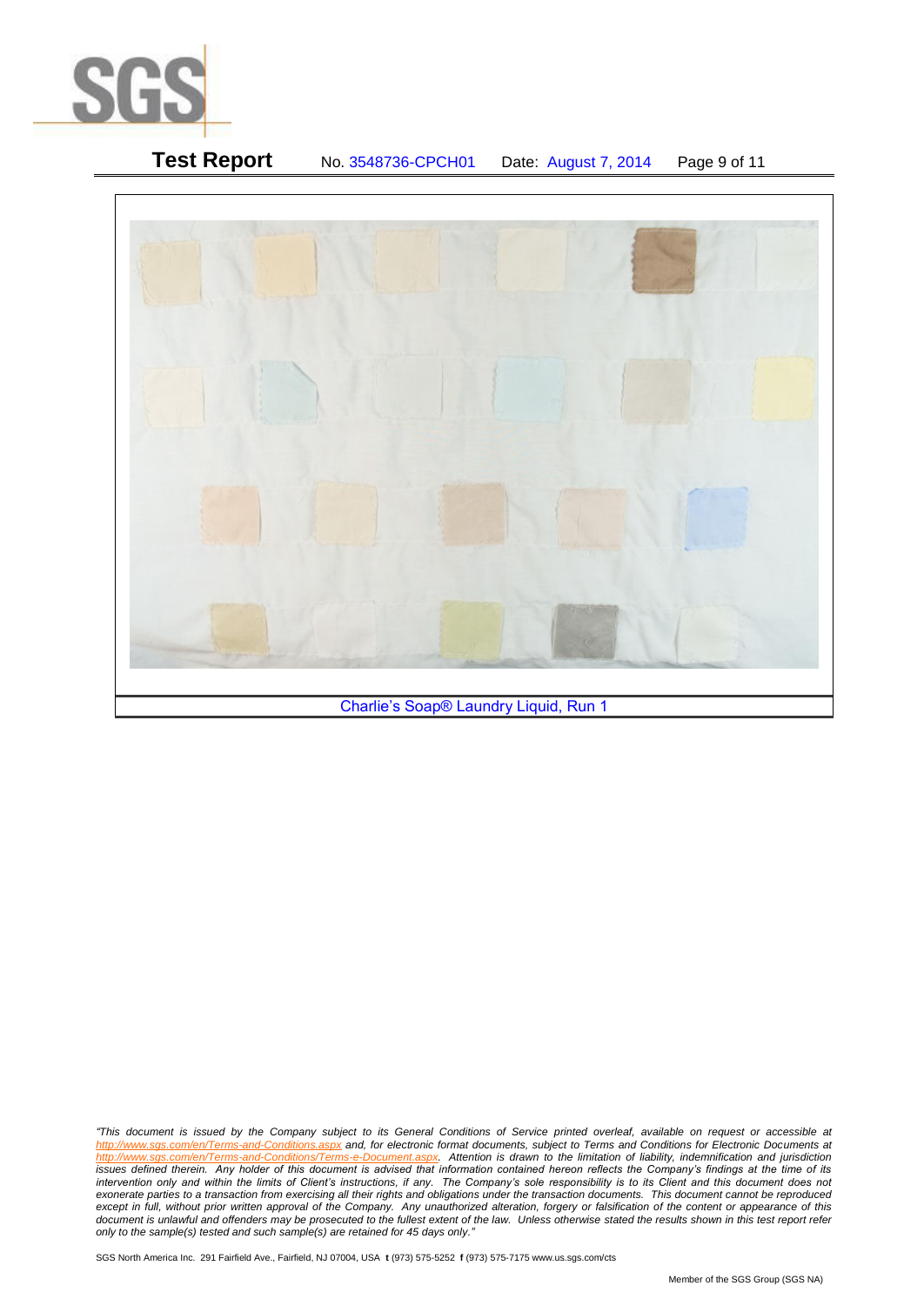Charlie's Soap® Laundry Liquid, Run 1

*"This document is issued by the Company subject to its General Conditions of Service printed overleaf, available on request or accessible at http://www.sgs.com/en/Terms-and-Conditions.aspx and, for electronic format documents, subject to Terms and Conditions for Electronic Documents at http://www.sgs.com/en/Terms-and-Conditions/Terms-e-Document.aspx. Attention is drawn to the limitation of liability, indemnification and jurisdiction issues defined therein. Any holder of this document is advised that information contained hereon reflects the Company's findings at the time of its intervention only and within the limits of Client's instructions, if any. The Company's sole responsibility is to its Client and this document does not exonerate parties to a transaction from exercising all their rights and obligations under the transaction documents. This document cannot be reproduced except in full, without prior written approval of the Company. Any unauthorized alteration, forgery or falsification of the content or appearance of this document is unlawful and offenders may be prosecuted to the fullest extent of the law. Unless otherwise stated the results shown in this test report refer only to the sample(s) tested and such sample(s) are retained for 45 days only."*

SGS North America Inc. 291 Fairfield Ave., Fairfield, NJ 07004, USA **t** (973) 575-5252 **f** (973) 575-7175 www.us.sgs.com/cts

Member of the SGS Group (SGS NA)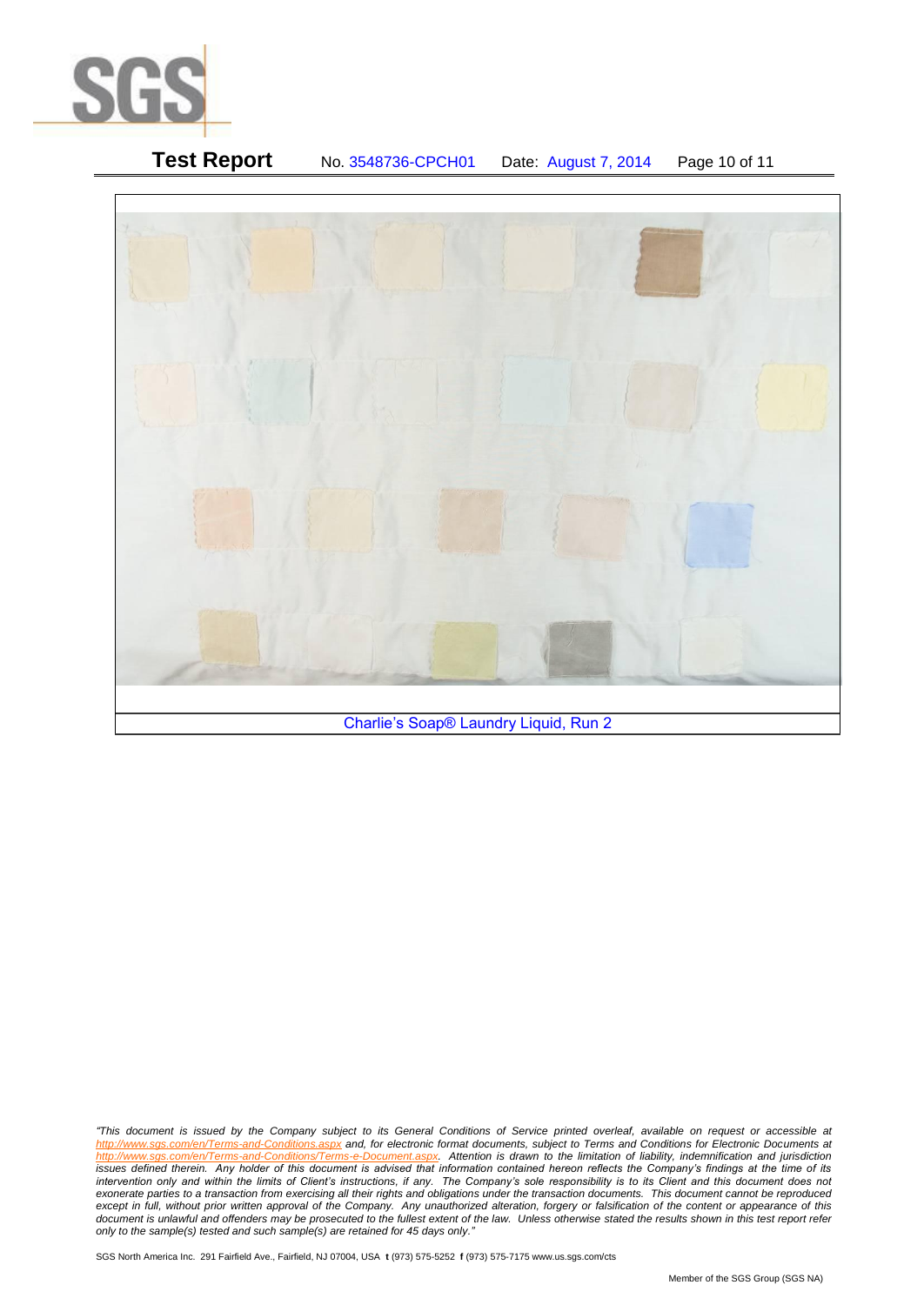Charlie's Soap® Laundry Liquid, Run 2

*"This document is issued by the Company subject to its General Conditions of Service printed overleaf, available on request or accessible at http://www.sgs.com/en/Terms-and-Conditions.aspx and, for electronic format documents, subject to Terms and Conditions for Electronic Documents at http://www.sgs.com/en/Terms-and-Conditions/Terms-e-Document.aspx. Attention is drawn to the limitation of liability, indemnification and jurisdiction issues defined therein. Any holder of this document is advised that information contained hereon reflects the Company's findings at the time of its intervention only and within the limits of Client's instructions, if any. The Company's sole responsibility is to its Client and this document does not exonerate parties to a transaction from exercising all their rights and obligations under the transaction documents. This document cannot be reproduced except in full, without prior written approval of the Company. Any unauthorized alteration, forgery or falsification of the content or appearance of this document is unlawful and offenders may be prosecuted to the fullest extent of the law. Unless otherwise stated the results shown in this test report refer only to the sample(s) tested and such sample(s) are retained for 45 days only."*

SGS North America Inc. 291 Fairfield Ave., Fairfield, NJ 07004, USA **t** (973) 575-5252 **f** (973) 575-7175 www.us.sgs.com/cts

Member of the SGS Group (SGS NA)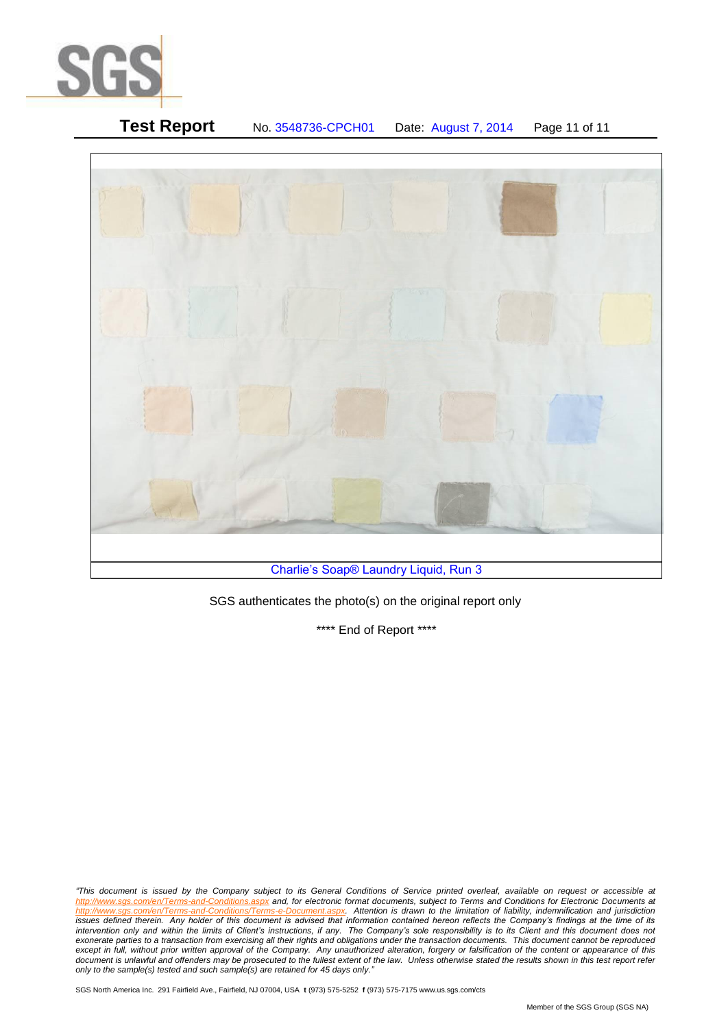Charlie's Soap® Laundry Liquid, Run 3

SGS authenticates the photo(s) on the original report only

**** End of Report ****

*"This document is issued by the Company subject to its General Conditions of Service printed overleaf, available on request or accessible at http://www.sgs.com/en/Terms-and-Conditions.aspx and, for electronic format documents, subject to Terms and Conditions for Electronic Documents at http://www.sgs.com/en/Terms-and-Conditions/Terms-e-Document.aspx. Attention is drawn to the limitation of liability, indemnification and jurisdiction issues defined therein. Any holder of this document is advised that information contained hereon reflects the Company's findings at the time of its intervention only and within the limits of Client's instructions, if any. The Company's sole responsibility is to its Client and this document does not exonerate parties to a transaction from exercising all their rights and obligations under the transaction documents. This document cannot be reproduced except in full, without prior written approval of the Company. Any unauthorized alteration, forgery or falsification of the content or appearance of this document is unlawful and offenders may be prosecuted to the fullest extent of the law. Unless otherwise stated the results shown in this test report refer only to the sample(s) tested and such sample(s) are retained for 45 days only."*

SGS North America Inc. 291 Fairfield Ave., Fairfield, NJ 07004, USA **t** (973) 575-5252 **f** (973) 575-7175 www.us.sgs.com/cts

Member of the SGS Group (SGS NA)